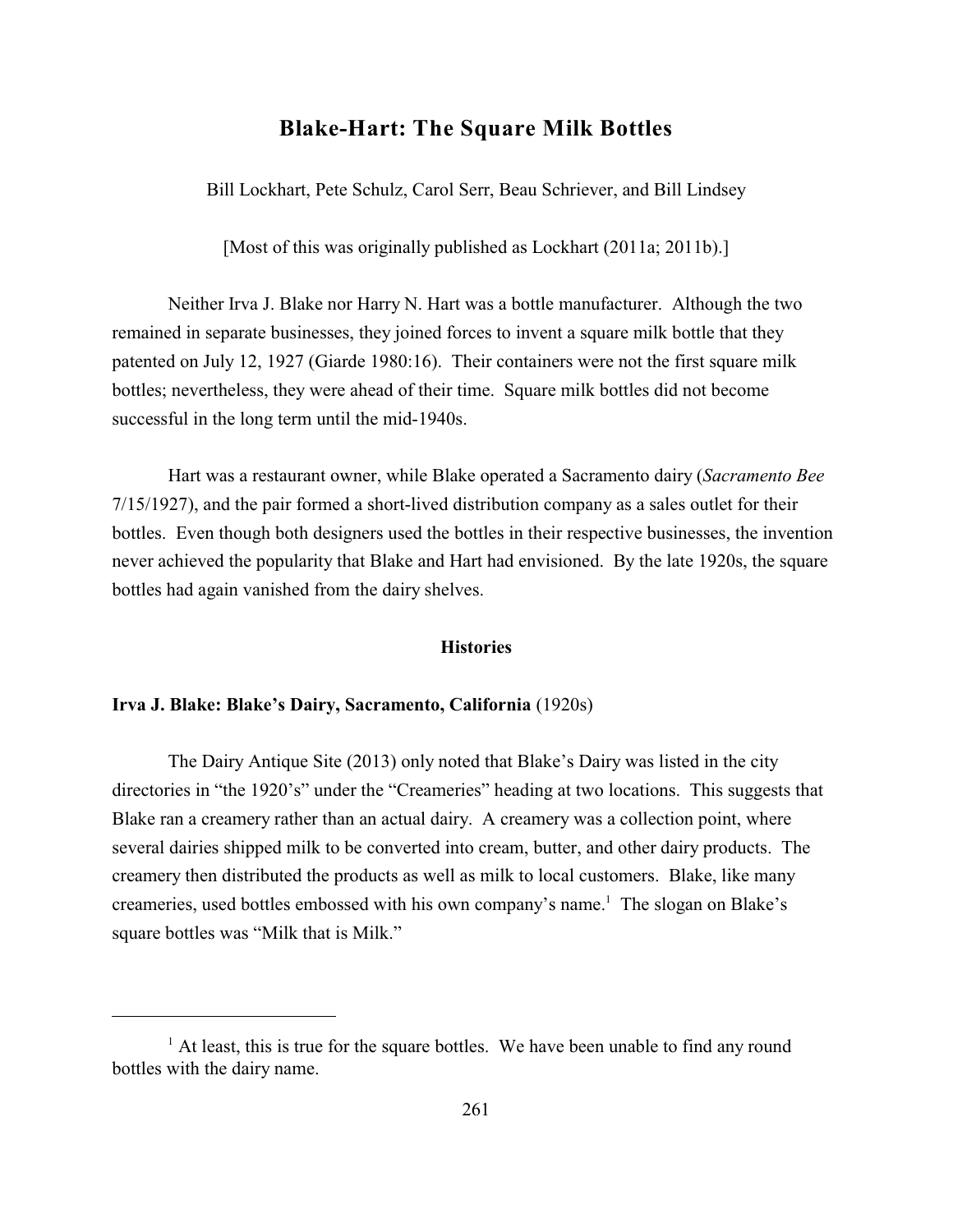# Blake-Hart: The Square Milk Bottles

Bill Lockhart, Pete Schulz, Carol Serr, Beau Schriever, and Bill Lindsey

[Most of this was originally published as Lockhart (2011a; 2011b).]

Neither Irva J. Blake nor Harry N. Hart was a bottle manufacturer. Although the two remained in separate businesses, they joined forces to invent a square milk bottle that they patented on July 12, 1927 (Giarde 1980:16). Their containers were not the first square milk bottles; nevertheless, they were ahead of their time. Square milk bottles did not become successful in the long term until the mid-1940s.

Hart was a restaurant owner, while Blake operated a Sacramento dairy (*Sacramento Bee* 7/15/1927), and the pair formed a short-lived distribution company as a sales outlet for their bottles. Even though both designers used the bottles in their respective businesses, the invention never achieved the popularity that Blake and Hart had envisioned. By the late 1920s, the square bottles had again vanished from the dairy shelves.

## Histories

### Irva J. Blake: Blake's Dairy, Sacramento, California (1920s)

The Dairy Antique Site (2013) only noted that Blake's Dairy was listed in the city directories in "the 1920's" under the "Creameries" heading at two locations. This suggests that Blake ran a creamery rather than an actual dairy. A creamery was a collection point, where several dairies shipped milk to be converted into cream, butter, and other dairy products. The creamery then distributed the products as well as milk to local customers. Blake, like many creameries, used bottles embossed with his own company's name.[1] The slogan on Blake's square bottles was "Milk that is Milk."

[1] At least, this is true for the square bottles. We have been unable to find any round bottles with the dairy name.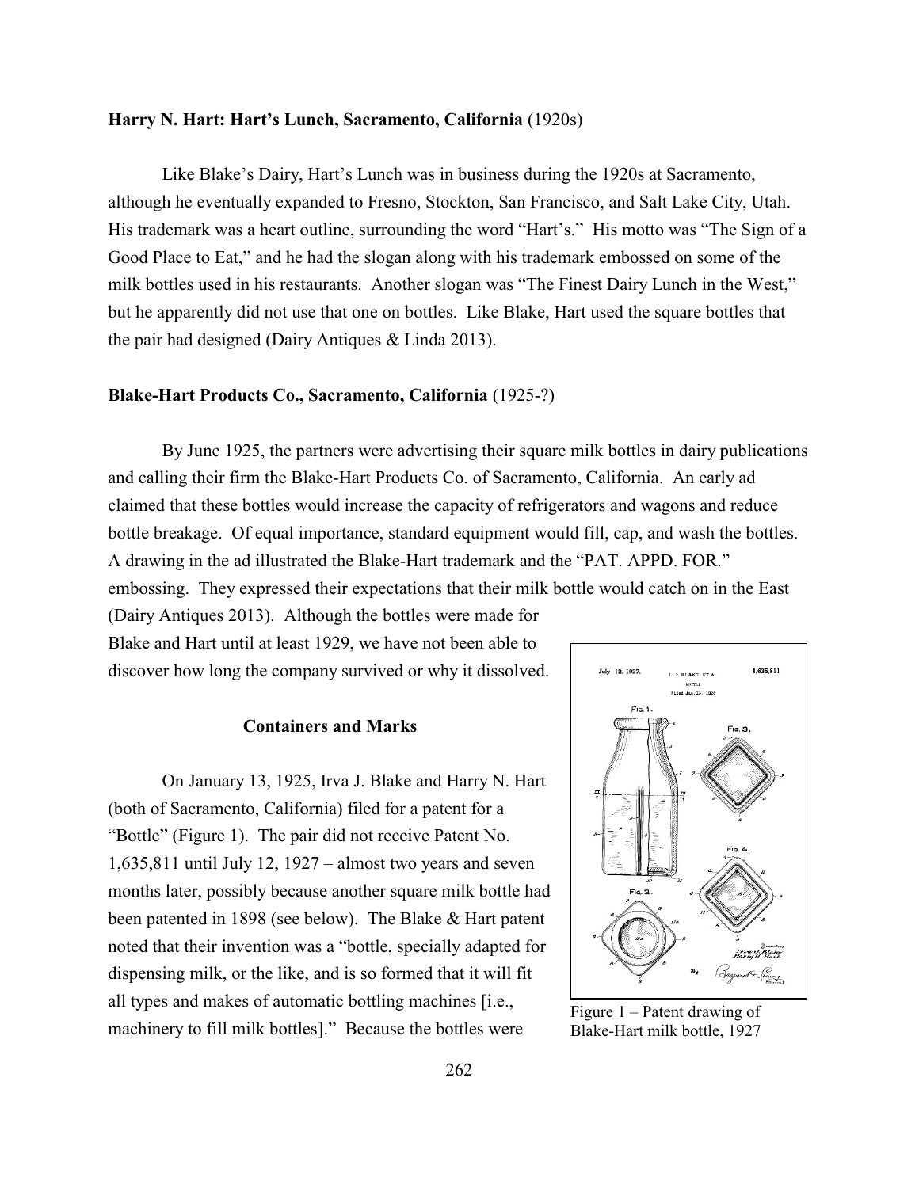**Harry N. Hart: Hart's Lunch, Sacramento, California** (1920s)

Like Blake's Dairy, Hart's Lunch was in business during the 1920s at Sacramento, although he eventually expanded to Fresno, Stockton, San Francisco, and Salt Lake City, Utah. His trademark was a heart outline, surrounding the word "Hart's." His motto was "The Sign of a Good Place to Eat," and he had the slogan along with his trademark embossed on some of the milk bottles used in his restaurants. Another slogan was "The Finest Dairy Lunch in the West," but he apparently did not use that one on bottles. Like Blake, Hart used the square bottles that the pair had designed (Dairy Antiques & Linda 2013).

**Blake-Hart Products Co., Sacramento, California** (1925-?)

By June 1925, the partners were advertising their square milk bottles in dairy publications and calling their firm the Blake-Hart Products Co. of Sacramento, California. An early ad claimed that these bottles would increase the capacity of refrigerators and wagons and reduce bottle breakage. Of equal importance, standard equipment would fill, cap, and wash the bottles. A drawing in the ad illustrated the Blake-Hart trademark and the "PAT. APPD. FOR." embossing. They expressed their expectations that their milk bottle would catch on in the East (Dairy Antiques 2013). Although the bottles were made for Blake and Hart until at least 1929, we have not been able to discover how long the company survived or why it dissolved.

## Containers and Marks

On January 13, 1925, Irva J. Blake and Harry N. Hart (both of Sacramento, California) filed for a patent for a "Bottle" (Figure 1). The pair did not receive Patent No. 1,635,811 until July 12, 1927 – almost two years and seven months later, possibly because another square milk bottle had been patented in 1898 (see below). The Blake & Hart patent noted that their invention was a "bottle, specially adapted for dispensing milk, or the like, and is so formed that it will fit all types and makes of automatic bottling machines [i.e., machinery to fill milk bottles]." Because the bottles were

Figure 1 – Patent drawing of Blake-Hart milk bottle, 1927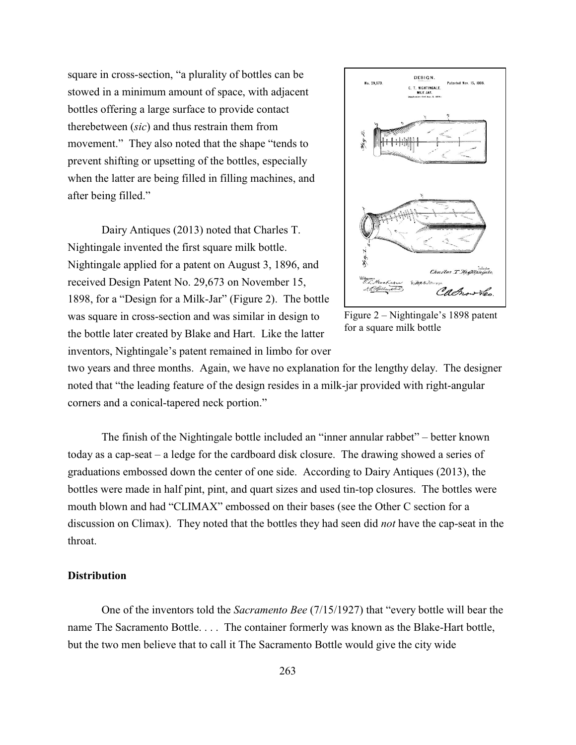square in cross-section, "a plurality of bottles can be stowed in a minimum amount of space, with adjacent bottles offering a large surface to provide contact therebetween (*sic*) and thus restrain them from movement." They also noted that the shape "tends to prevent shifting or upsetting of the bottles, especially when the latter are being filled in filling machines, and after being filled."

Dairy Antiques (2013) noted that Charles T. Nightingale invented the first square milk bottle. Nightingale applied for a patent on August 3, 1896, and received Design Patent No. 29,673 on November 15, 1898, for a "Design for a Milk-Jar" (Figure 2). The bottle was square in cross-section and was similar in design to the bottle later created by Blake and Hart. Like the latter inventors, Nightingale's patent remained in limbo for over two years and three months. Again, we have no explanation for the lengthy delay. The designer noted that "the leading feature of the design resides in a milk-jar provided with right-angular corners and a conical-tapered neck portion."

Figure 2 – Nightingale's 1898 patent for a square milk bottle

The finish of the Nightingale bottle included an "inner annular rabbet" – better known today as a cap-seat – a ledge for the cardboard disk closure. The drawing showed a series of graduations embossed down the center of one side. According to Dairy Antiques (2013), the bottles were made in half pint, pint, and quart sizes and used tin-top closures. The bottles were mouth blown and had "CLIMAX" embossed on their bases (see the Other C section for a discussion on Climax). They noted that the bottles they had seen did *not* have the cap-seat in the throat.

## Distribution

One of the inventors told the *Sacramento Bee* (7/15/1927) that "every bottle will bear the name The Sacramento Bottle. . . . The container formerly was known as the Blake-Hart bottle, but the two men believe that to call it The Sacramento Bottle would give the city wide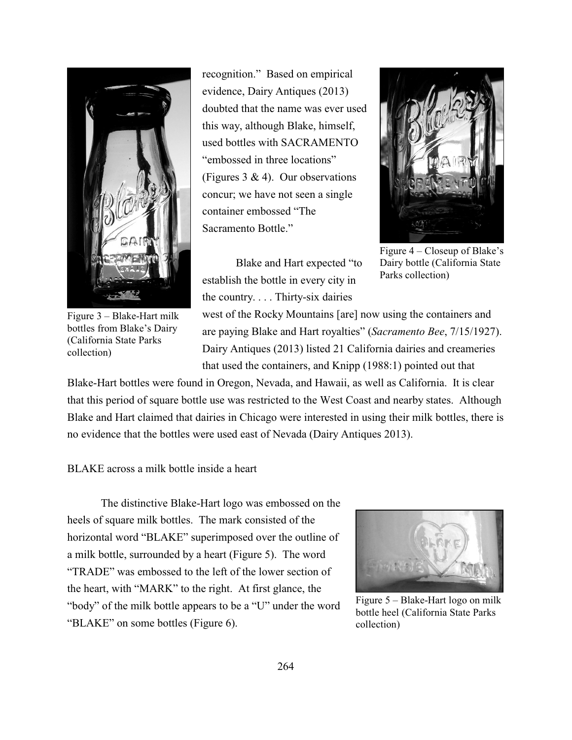recognition." Based on empirical evidence, Dairy Antiques (2013) doubted that the name was ever used this way, although Blake, himself, used bottles with SACRAMENTO "embossed in three locations" (Figures 3 & 4). Our observations concur; we have not seen a single container embossed "The Sacramento Bottle."

Figure 3 – Blake-Hart milk bottles from Blake's Dairy (California State Parks collection)

Figure 4 – Closeup of Blake's Dairy bottle (California State Parks collection)

Blake and Hart expected "to establish the bottle in every city in the country. . . . Thirty-six dairies west of the Rocky Mountains [are] now using the containers and are paying Blake and Hart royalties" (*Sacramento Bee*, 7/15/1927). Dairy Antiques (2013) listed 21 California dairies and creameries that used the containers, and Knipp (1988:1) pointed out that Blake-Hart bottles were found in Oregon, Nevada, and Hawaii, as well as California. It is clear that this period of square bottle use was restricted to the West Coast and nearby states. Although Blake and Hart claimed that dairies in Chicago were interested in using their milk bottles, there is no evidence that the bottles were used east of Nevada (Dairy Antiques 2013).

BLAKE across a milk bottle inside a heart

The distinctive Blake-Hart logo was embossed on the heels of square milk bottles. The mark consisted of the horizontal word "BLAKE" superimposed over the outline of a milk bottle, surrounded by a heart (Figure 5). The word "TRADE" was embossed to the left of the lower section of the heart, with "MARK" to the right. At first glance, the "body" of the milk bottle appears to be a "U" under the word "BLAKE" on some bottles (Figure 6).

Figure 5 – Blake-Hart logo on milk bottle heel (California State Parks collection)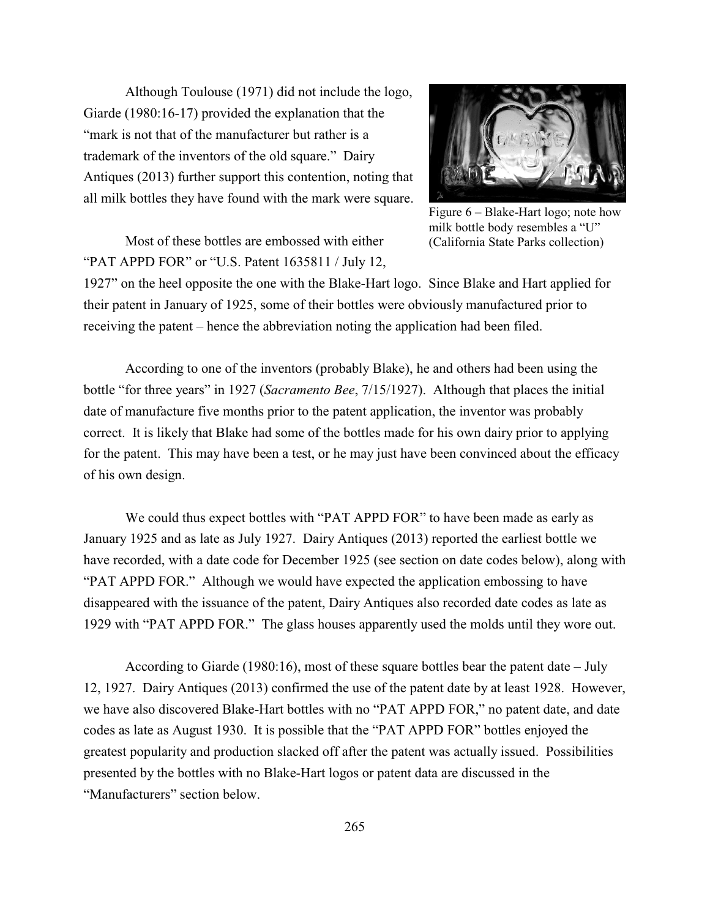Although Toulouse (1971) did not include the logo, Giarde (1980:16-17) provided the explanation that the "mark is not that of the manufacturer but rather is a trademark of the inventors of the old square." Dairy Antiques (2013) further support this contention, noting that all milk bottles they have found with the mark were square.

Figure 6 – Blake-Hart logo; note how milk bottle body resembles a "U" (California State Parks collection)

Most of these bottles are embossed with either "PAT APPD FOR" or "U.S. Patent 1635811 / July 12, 1927" on the heel opposite the one with the Blake-Hart logo. Since Blake and Hart applied for their patent in January of 1925, some of their bottles were obviously manufactured prior to receiving the patent – hence the abbreviation noting the application had been filed.

According to one of the inventors (probably Blake), he and others had been using the bottle "for three years" in 1927 (*Sacramento Bee*, 7/15/1927). Although that places the initial date of manufacture five months prior to the patent application, the inventor was probably correct. It is likely that Blake had some of the bottles made for his own dairy prior to applying for the patent. This may have been a test, or he may just have been convinced about the efficacy of his own design.

We could thus expect bottles with "PAT APPD FOR" to have been made as early as January 1925 and as late as July 1927. Dairy Antiques (2013) reported the earliest bottle we have recorded, with a date code for December 1925 (see section on date codes below), along with "PAT APPD FOR." Although we would have expected the application embossing to have disappeared with the issuance of the patent, Dairy Antiques also recorded date codes as late as 1929 with "PAT APPD FOR." The glass houses apparently used the molds until they wore out.

According to Giarde (1980:16), most of these square bottles bear the patent date – July 12, 1927. Dairy Antiques (2013) confirmed the use of the patent date by at least 1928. However, we have also discovered Blake-Hart bottles with no "PAT APPD FOR," no patent date, and date codes as late as August 1930. It is possible that the "PAT APPD FOR" bottles enjoyed the greatest popularity and production slacked off after the patent was actually issued. Possibilities presented by the bottles with no Blake-Hart logos or patent data are discussed in the "Manufacturers" section below.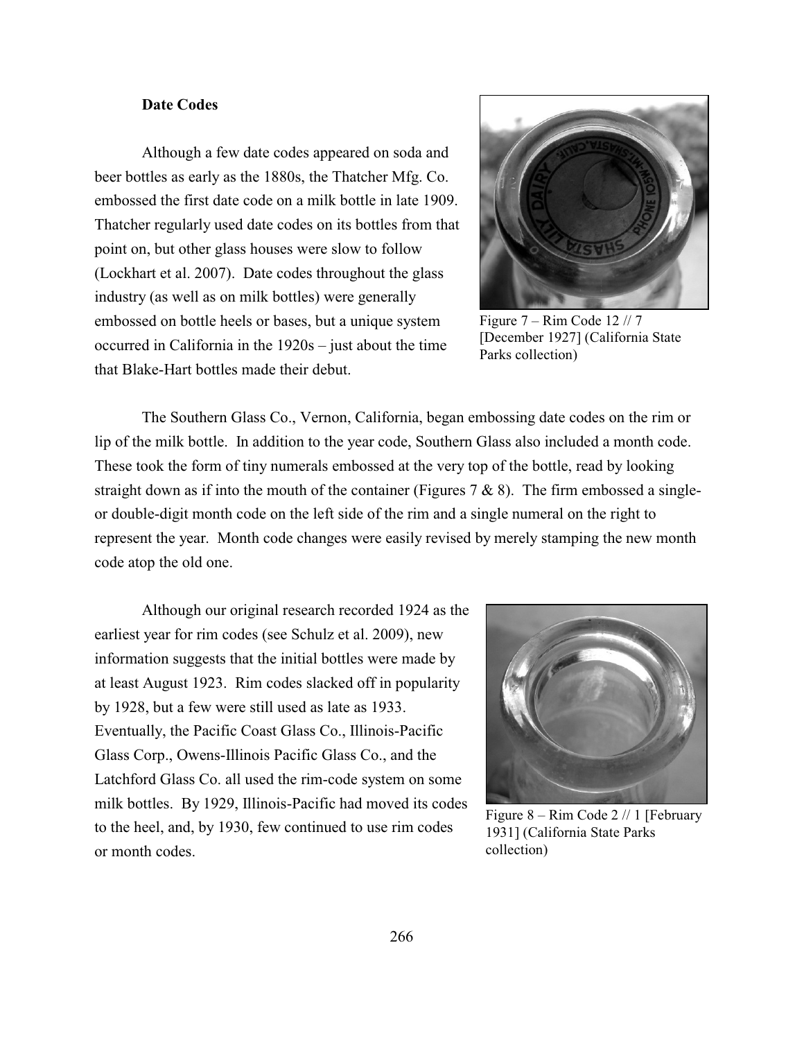### Date Codes

Although a few date codes appeared on soda and beer bottles as early as the 1880s, the Thatcher Mfg. Co. embossed the first date code on a milk bottle in late 1909. Thatcher regularly used date codes on its bottles from that point on, but other glass houses were slow to follow (Lockhart et al. 2007). Date codes throughout the glass industry (as well as on milk bottles) were generally embossed on bottle heels or bases, but a unique system occurred in California in the 1920s – just about the time that Blake-Hart bottles made their debut.

Figure 7 – Rim Code 12 // 7 [December 1927] (California State Parks collection)

The Southern Glass Co., Vernon, California, began embossing date codes on the rim or lip of the milk bottle. In addition to the year code, Southern Glass also included a month code. These took the form of tiny numerals embossed at the very top of the bottle, read by looking straight down as if into the mouth of the container (Figures 7 & 8). The firm embossed a single- or double-digit month code on the left side of the rim and a single numeral on the right to represent the year. Month code changes were easily revised by merely stamping the new month code atop the old one.

Although our original research recorded 1924 as the earliest year for rim codes (see Schulz et al. 2009), new information suggests that the initial bottles were made by at least August 1923. Rim codes slacked off in popularity by 1928, but a few were still used as late as 1933. Eventually, the Pacific Coast Glass Co., Illinois-Pacific Glass Corp., Owens-Illinois Pacific Glass Co., and the Latchford Glass Co. all used the rim-code system on some milk bottles. By 1929, Illinois-Pacific had moved its codes to the heel, and, by 1930, few continued to use rim codes or month codes.

Figure 8 – Rim Code 2 // 1 [February 1931] (California State Parks collection)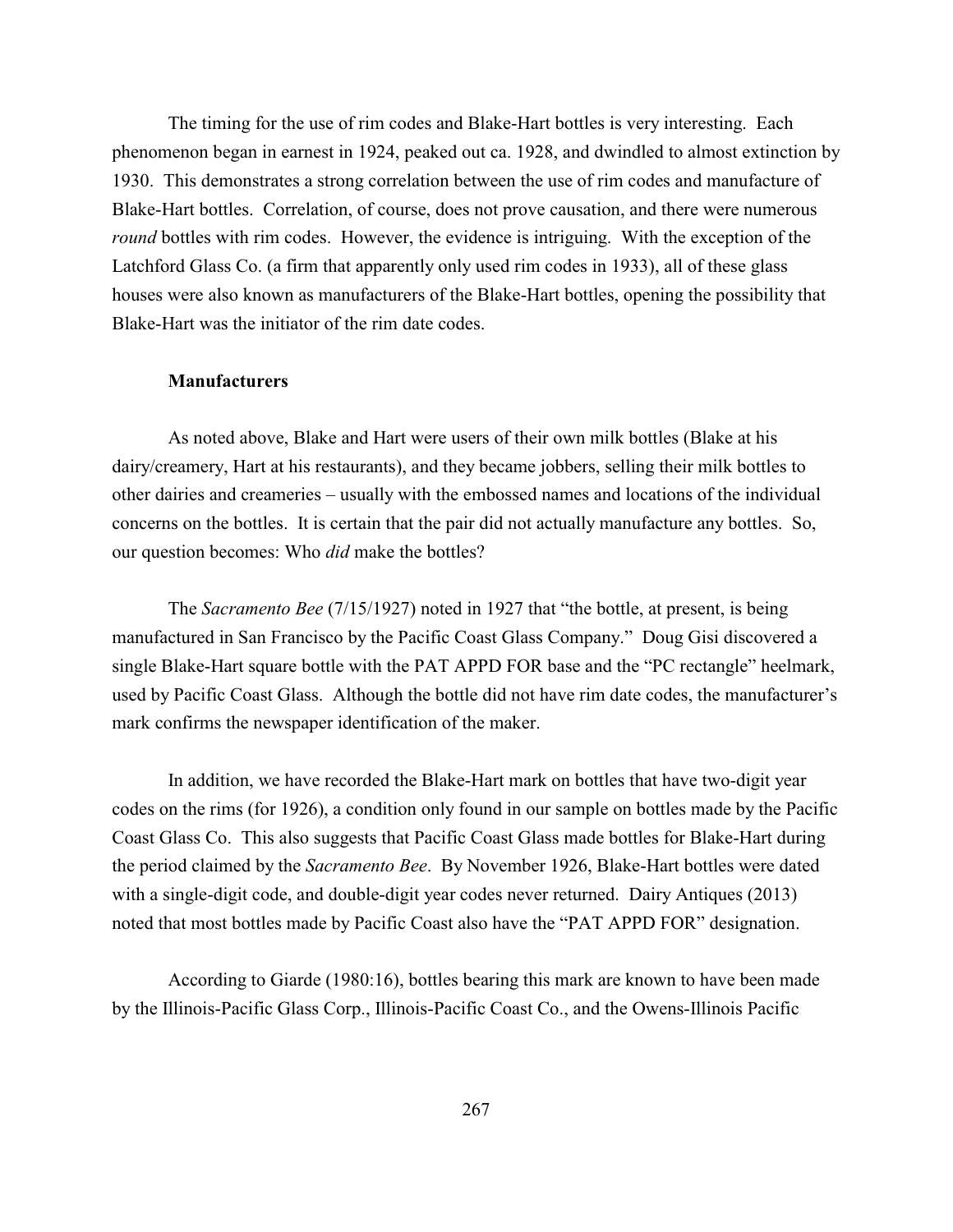The timing for the use of rim codes and Blake-Hart bottles is very interesting. Each phenomenon began in earnest in 1924, peaked out ca. 1928, and dwindled to almost extinction by 1930. This demonstrates a strong correlation between the use of rim codes and manufacture of Blake-Hart bottles. Correlation, of course, does not prove causation, and there were numerous *round* bottles with rim codes. However, the evidence is intriguing. With the exception of the Latchford Glass Co. (a firm that apparently only used rim codes in 1933), all of these glass houses were also known as manufacturers of the Blake-Hart bottles, opening the possibility that Blake-Hart was the initiator of the rim date codes.

**Manufacturers**

As noted above, Blake and Hart were users of their own milk bottles (Blake at his dairy/creamery, Hart at his restaurants), and they became jobbers, selling their milk bottles to other dairies and creameries – usually with the embossed names and locations of the individual concerns on the bottles. It is certain that the pair did not actually manufacture any bottles. So, our question becomes: Who *did* make the bottles?

The *Sacramento Bee* (7/15/1927) noted in 1927 that "the bottle, at present, is being manufactured in San Francisco by the Pacific Coast Glass Company." Doug Gisi discovered a single Blake-Hart square bottle with the PAT APPD FOR base and the "PC rectangle" heelmark, used by Pacific Coast Glass. Although the bottle did not have rim date codes, the manufacturer's mark confirms the newspaper identification of the maker.

In addition, we have recorded the Blake-Hart mark on bottles that have two-digit year codes on the rims (for 1926), a condition only found in our sample on bottles made by the Pacific Coast Glass Co. This also suggests that Pacific Coast Glass made bottles for Blake-Hart during the period claimed by the *Sacramento Bee*. By November 1926, Blake-Hart bottles were dated with a single-digit code, and double-digit year codes never returned. Dairy Antiques (2013) noted that most bottles made by Pacific Coast also have the "PAT APPD FOR" designation.

According to Giarde (1980:16), bottles bearing this mark are known to have been made by the Illinois-Pacific Glass Corp., Illinois-Pacific Coast Co., and the Owens-Illinois Pacific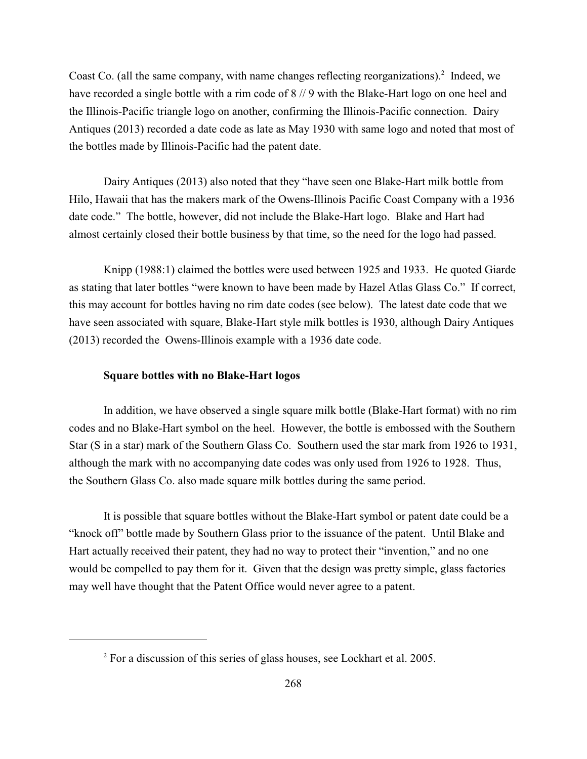Coast Co. (all the same company, with name changes reflecting reorganizations).[2] Indeed, we have recorded a single bottle with a rim code of 8 // 9 with the Blake-Hart logo on one heel and the Illinois-Pacific triangle logo on another, confirming the Illinois-Pacific connection. Dairy Antiques (2013) recorded a date code as late as May 1930 with same logo and noted that most of the bottles made by Illinois-Pacific had the patent date.

Dairy Antiques (2013) also noted that they "have seen one Blake-Hart milk bottle from Hilo, Hawaii that has the makers mark of the Owens-Illinois Pacific Coast Company with a 1936 date code." The bottle, however, did not include the Blake-Hart logo. Blake and Hart had almost certainly closed their bottle business by that time, so the need for the logo had passed.

Knipp (1988:1) claimed the bottles were used between 1925 and 1933. He quoted Giarde as stating that later bottles "were known to have been made by Hazel Atlas Glass Co." If correct, this may account for bottles having no rim date codes (see below). The latest date code that we have seen associated with square, Blake-Hart style milk bottles is 1930, although Dairy Antiques (2013) recorded the Owens-Illinois example with a 1936 date code.

**Square bottles with no Blake-Hart logos**

In addition, we have observed a single square milk bottle (Blake-Hart format) with no rim codes and no Blake-Hart symbol on the heel. However, the bottle is embossed with the Southern Star (S in a star) mark of the Southern Glass Co. Southern used the star mark from 1926 to 1931, although the mark with no accompanying date codes was only used from 1926 to 1928. Thus, the Southern Glass Co. also made square milk bottles during the same period.

It is possible that square bottles without the Blake-Hart symbol or patent date could be a "knock off" bottle made by Southern Glass prior to the issuance of the patent. Until Blake and Hart actually received their patent, they had no way to protect their "invention," and no one would be compelled to pay them for it. Given that the design was pretty simple, glass factories may well have thought that the Patent Office would never agree to a patent.

---

[2] For a discussion of this series of glass houses, see Lockhart et al. 2005.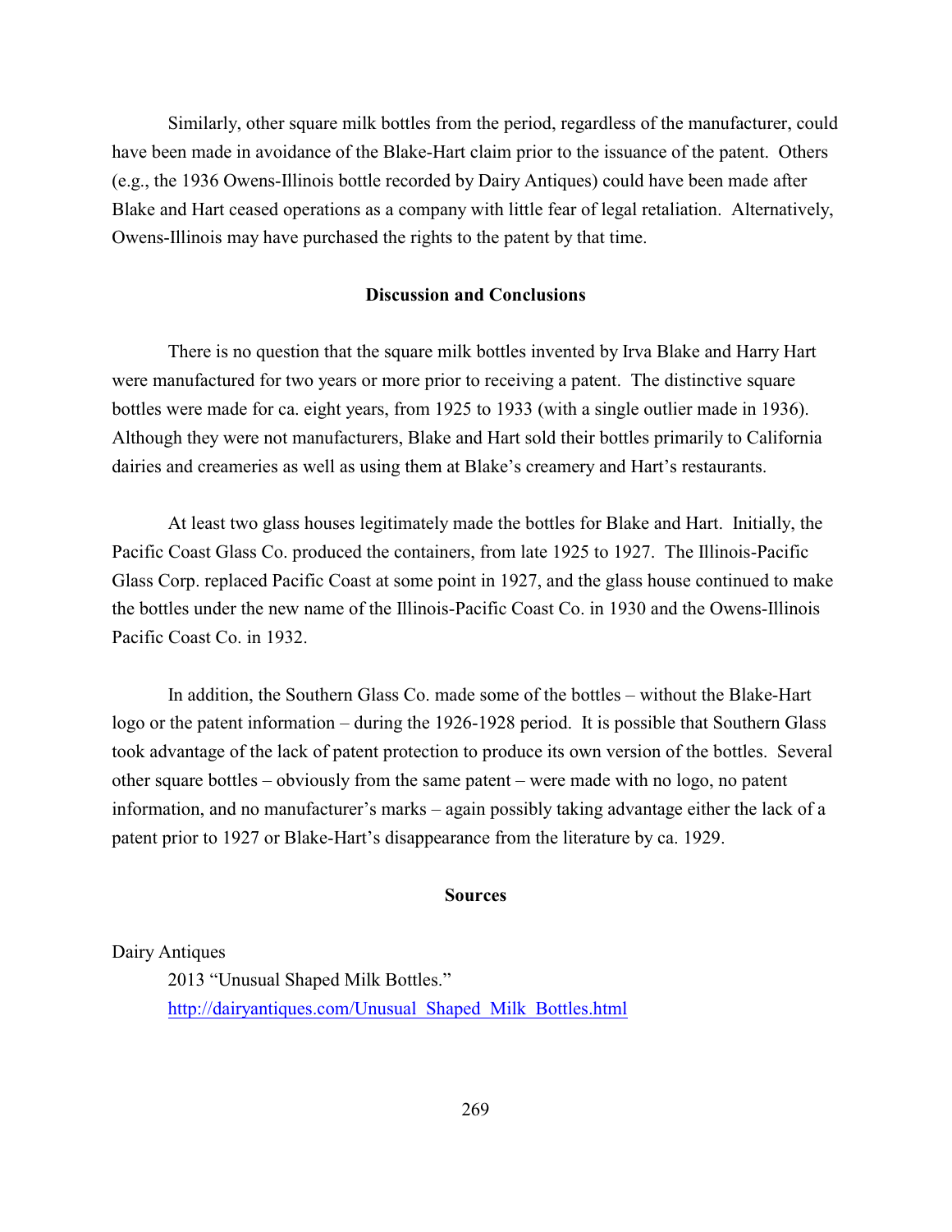Similarly, other square milk bottles from the period, regardless of the manufacturer, could have been made in avoidance of the Blake-Hart claim prior to the issuance of the patent. Others (e.g., the 1936 Owens-Illinois bottle recorded by Dairy Antiques) could have been made after Blake and Hart ceased operations as a company with little fear of legal retaliation. Alternatively, Owens-Illinois may have purchased the rights to the patent by that time.

## Discussion and Conclusions

There is no question that the square milk bottles invented by Irva Blake and Harry Hart were manufactured for two years or more prior to receiving a patent. The distinctive square bottles were made for ca. eight years, from 1925 to 1933 (with a single outlier made in 1936). Although they were not manufacturers, Blake and Hart sold their bottles primarily to California dairies and creameries as well as using them at Blake's creamery and Hart's restaurants.

At least two glass houses legitimately made the bottles for Blake and Hart. Initially, the Pacific Coast Glass Co. produced the containers, from late 1925 to 1927. The Illinois-Pacific Glass Corp. replaced Pacific Coast at some point in 1927, and the glass house continued to make the bottles under the new name of the Illinois-Pacific Coast Co. in 1930 and the Owens-Illinois Pacific Coast Co. in 1932.

In addition, the Southern Glass Co. made some of the bottles – without the Blake-Hart logo or the patent information – during the 1926-1928 period. It is possible that Southern Glass took advantage of the lack of patent protection to produce its own version of the bottles. Several other square bottles – obviously from the same patent – were made with no logo, no patent information, and no manufacturer's marks – again possibly taking advantage either the lack of a patent prior to 1927 or Blake-Hart's disappearance from the literature by ca. 1929.

## Sources

Dairy Antiques

2013 "Unusual Shaped Milk Bottles."
[http://dairyantiques.com/Unusual_Shaped_Milk_Bottles.html](http://dairyantiques.com/Unusual_Shaped_Milk_Bottles.html)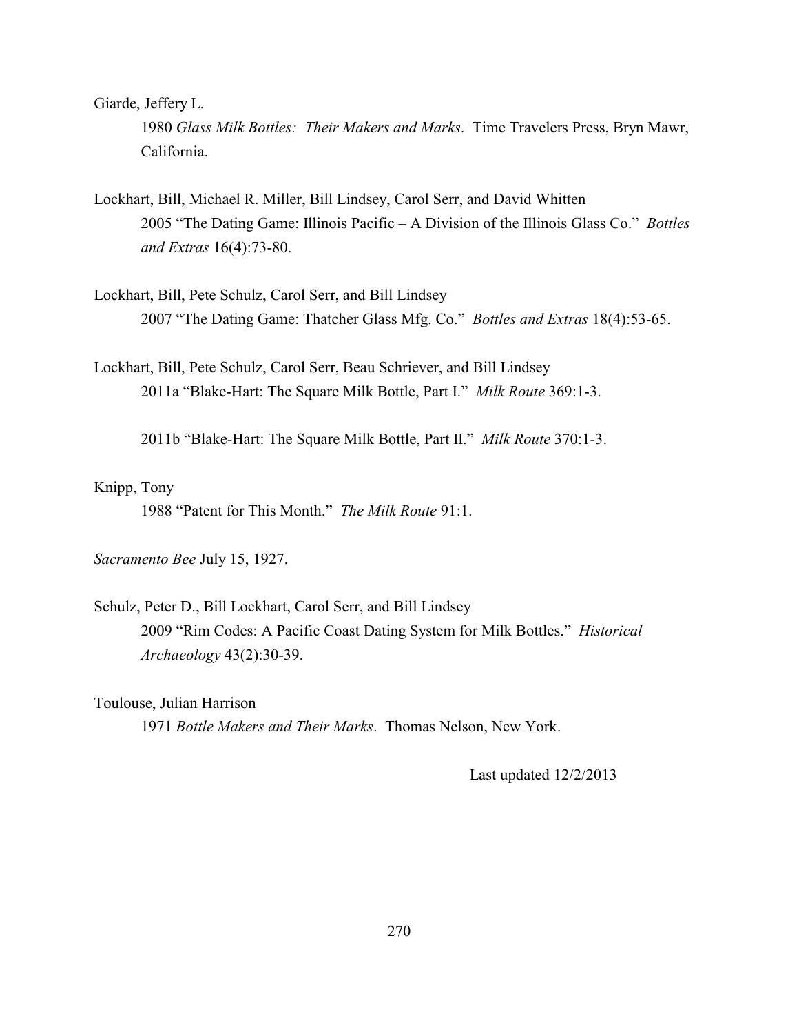Giarde, Jeffery L.

1980 *Glass Milk Bottles: Their Makers and Marks*. Time Travelers Press, Bryn Mawr, California.

Lockhart, Bill, Michael R. Miller, Bill Lindsey, Carol Serr, and David Whitten

2005 "The Dating Game: Illinois Pacific – A Division of the Illinois Glass Co." *Bottles and Extras* 16(4):73-80.

Lockhart, Bill, Pete Schulz, Carol Serr, and Bill Lindsey

2007 "The Dating Game: Thatcher Glass Mfg. Co." *Bottles and Extras* 18(4):53-65.

Lockhart, Bill, Pete Schulz, Carol Serr, Beau Schriever, and Bill Lindsey

2011a "Blake-Hart: The Square Milk Bottle, Part I." *Milk Route* 369:1-3.

2011b "Blake-Hart: The Square Milk Bottle, Part II." *Milk Route* 370:1-3.

Knipp, Tony

1988 "Patent for This Month." *The Milk Route* 91:1.

*Sacramento Bee* July 15, 1927.

Schulz, Peter D., Bill Lockhart, Carol Serr, and Bill Lindsey

2009 "Rim Codes: A Pacific Coast Dating System for Milk Bottles." *Historical Archaeology* 43(2):30-39.

Toulouse, Julian Harrison

1971 *Bottle Makers and Their Marks*. Thomas Nelson, New York.

Last updated 12/2/2013